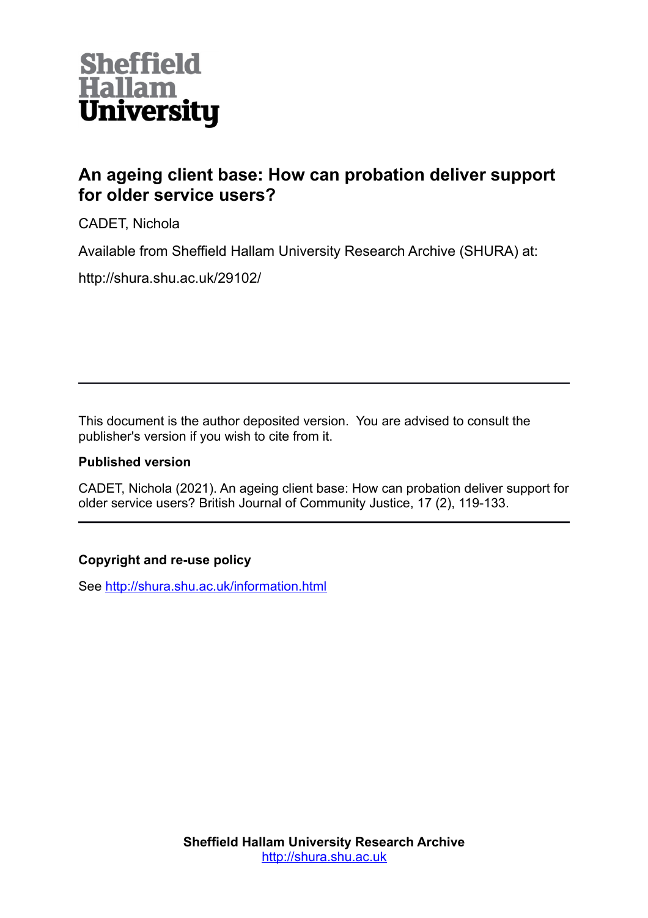Sheffield Hallam University

# An ageing client base: How can probation deliver support for older service users?

CADET, Nichola

Available from Sheffield Hallam University Research Archive (SHURA) at:

http://shura.shu.ac.uk/29102/

---

This document is the author deposited version. You are advised to consult the publisher's version if you wish to cite from it.

**Published version**

CADET, Nichola (2021). An ageing client base: How can probation deliver support for older service users? British Journal of Community Justice, 17 (2), 119-133.

---

**Copyright and re-use policy**

See http://shura.shu.ac.uk/information.html

**Sheffield Hallam University Research Archive**
http://shura.shu.ac.uk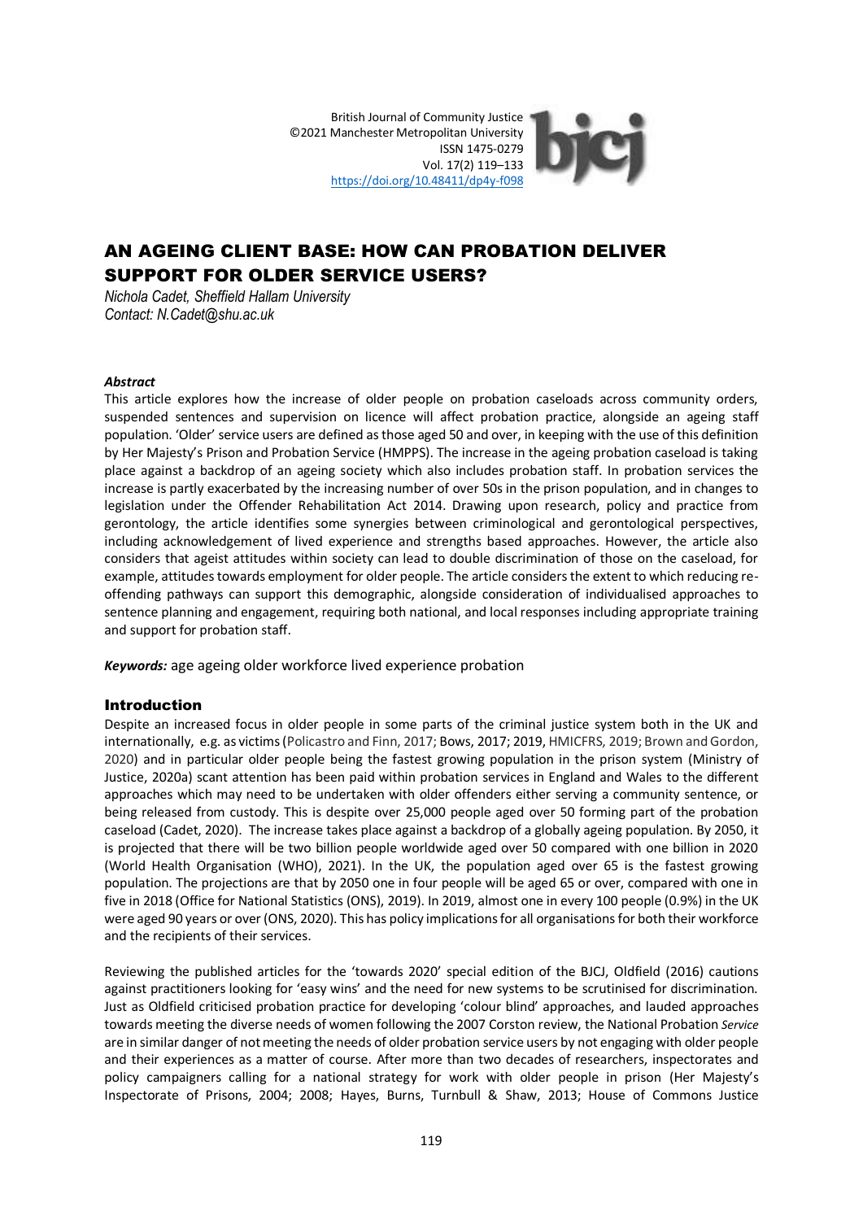British Journal of Community Justice
©2021 Manchester Metropolitan University
ISSN 1475-0279
Vol. 17(2) 119–133
https://doi.org/10.48411/dp4y-f098

# AN AGEING CLIENT BASE: HOW CAN PROBATION DELIVER SUPPORT FOR OLDER SERVICE USERS?

*Nichola Cadet, Sheffield Hallam University*
*Contact: N.Cadet@shu.ac.uk*

***Abstract***

This article explores how the increase of older people on probation caseloads across community orders, suspended sentences and supervision on licence will affect probation practice, alongside an ageing staff population. 'Older' service users are defined as those aged 50 and over, in keeping with the use of this definition by Her Majesty's Prison and Probation Service (HMPPS). The increase in the ageing probation caseload is taking place against a backdrop of an ageing society which also includes probation staff. In probation services the increase is partly exacerbated by the increasing number of over 50s in the prison population, and in changes to legislation under the Offender Rehabilitation Act 2014. Drawing upon research, policy and practice from gerontology, the article identifies some synergies between criminological and gerontological perspectives, including acknowledgement of lived experience and strengths based approaches. However, the article also considers that ageist attitudes within society can lead to double discrimination of those on the caseload, for example, attitudes towards employment for older people. The article considers the extent to which reducing re-offending pathways can support this demographic, alongside consideration of individualised approaches to sentence planning and engagement, requiring both national, and local responses including appropriate training and support for probation staff.

***Keywords:*** age ageing older workforce lived experience probation

## Introduction

Despite an increased focus in older people in some parts of the criminal justice system both in the UK and internationally, e.g. as victims (Policastro and Finn, 2017; Bows, 2017; 2019, HMICFRS, 2019; Brown and Gordon, 2020) and in particular older people being the fastest growing population in the prison system (Ministry of Justice, 2020a) scant attention has been paid within probation services in England and Wales to the different approaches which may need to be undertaken with older offenders either serving a community sentence, or being released from custody. This is despite over 25,000 people aged over 50 forming part of the probation caseload (Cadet, 2020). The increase takes place against a backdrop of a globally ageing population. By 2050, it is projected that there will be two billion people worldwide aged over 50 compared with one billion in 2020 (World Health Organisation (WHO), 2021). In the UK, the population aged over 65 is the fastest growing population. The projections are that by 2050 one in four people will be aged 65 or over, compared with one in five in 2018 (Office for National Statistics (ONS), 2019). In 2019, almost one in every 100 people (0.9%) in the UK were aged 90 years or over (ONS, 2020). This has policy implications for all organisations for both their workforce and the recipients of their services.

Reviewing the published articles for the 'towards 2020' special edition of the BJCJ, Oldfield (2016) cautions against practitioners looking for 'easy wins' and the need for new systems to be scrutinised for discrimination. Just as Oldfield criticised probation practice for developing 'colour blind' approaches, and lauded approaches towards meeting the diverse needs of women following the 2007 Corston review, the National Probation *Service* are in similar danger of not meeting the needs of older probation service users by not engaging with older people and their experiences as a matter of course. After more than two decades of researchers, inspectorates and policy campaigners calling for a national strategy for work with older people in prison (Her Majesty's Inspectorate of Prisons, 2004; 2008; Hayes, Burns, Turnbull & Shaw, 2013; House of Commons Justice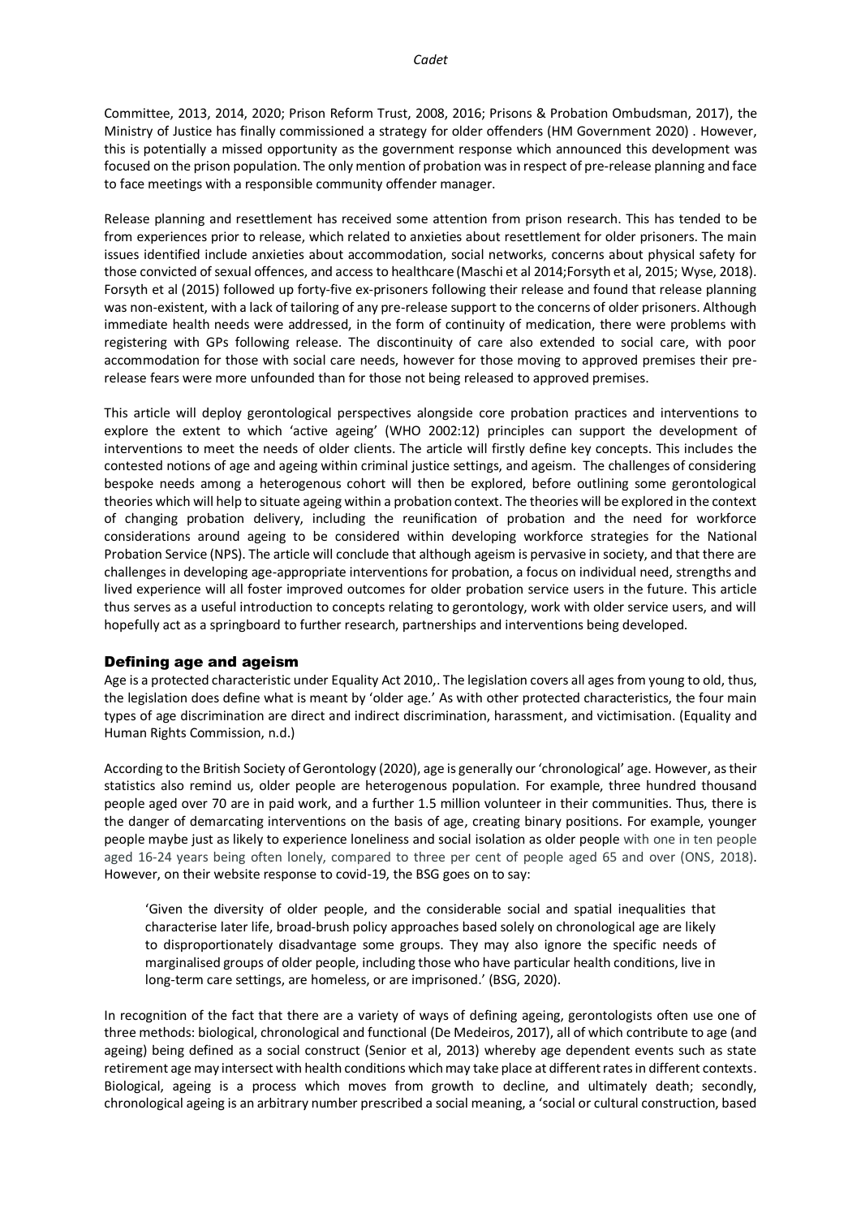Committee, 2013, 2014, 2020; Prison Reform Trust, 2008, 2016; Prisons & Probation Ombudsman, 2017), the Ministry of Justice has finally commissioned a strategy for older offenders (HM Government 2020) . However, this is potentially a missed opportunity as the government response which announced this development was focused on the prison population. The only mention of probation was in respect of pre-release planning and face to face meetings with a responsible community offender manager.

Release planning and resettlement has received some attention from prison research. This has tended to be from experiences prior to release, which related to anxieties about resettlement for older prisoners. The main issues identified include anxieties about accommodation, social networks, concerns about physical safety for those convicted of sexual offences, and access to healthcare (Maschi et al 2014;Forsyth et al, 2015; Wyse, 2018). Forsyth et al (2015) followed up forty-five ex-prisoners following their release and found that release planning was non-existent, with a lack of tailoring of any pre-release support to the concerns of older prisoners. Although immediate health needs were addressed, in the form of continuity of medication, there were problems with registering with GPs following release. The discontinuity of care also extended to social care, with poor accommodation for those with social care needs, however for those moving to approved premises their pre-release fears were more unfounded than for those not being released to approved premises.

This article will deploy gerontological perspectives alongside core probation practices and interventions to explore the extent to which 'active ageing' (WHO 2002:12) principles can support the development of interventions to meet the needs of older clients. The article will firstly define key concepts. This includes the contested notions of age and ageing within criminal justice settings, and ageism. The challenges of considering bespoke needs among a heterogeneous cohort will then be explored, before outlining some gerontological theories which will help to situate ageing within a probation context. The theories will be explored in the context of changing probation delivery, including the reunification of probation and the need for workforce considerations around ageing to be considered within developing workforce strategies for the National Probation Service (NPS). The article will conclude that although ageism is pervasive in society, and that there are challenges in developing age-appropriate interventions for probation, a focus on individual need, strengths and lived experience will all foster improved outcomes for older probation service users in the future. This article thus serves as a useful introduction to concepts relating to gerontology, work with older service users, and will hopefully act as a springboard to further research, partnerships and interventions being developed.

## Defining age and ageism

Age is a protected characteristic under Equality Act 2010,. The legislation covers all ages from young to old, thus, the legislation does define what is meant by 'older age.' As with other protected characteristics, the four main types of age discrimination are direct and indirect discrimination, harassment, and victimisation. (Equality and Human Rights Commission, n.d.)

According to the British Society of Gerontology (2020), age is generally our 'chronological' age. However, as their statistics also remind us, older people are heterogenous population. For example, three hundred thousand people aged over 70 are in paid work, and a further 1.5 million volunteer in their communities. Thus, there is the danger of demarcating interventions on the basis of age, creating binary positions. For example, younger people maybe just as likely to experience loneliness and social isolation as older people with one in ten people aged 16-24 years being often lonely, compared to three per cent of people aged 65 and over (ONS, 2018). However, on their website response to covid-19, the BSG goes on to say:

> 'Given the diversity of older people, and the considerable social and spatial inequalities that characterise later life, broad-brush policy approaches based solely on chronological age are likely to disproportionately disadvantage some groups. They may also ignore the specific needs of marginalised groups of older people, including those who have particular health conditions, live in long-term care settings, are homeless, or are imprisoned.' (BSG, 2020).

In recognition of the fact that there are a variety of ways of defining ageing, gerontologists often use one of three methods: biological, chronological and functional (De Medeiros, 2017), all of which contribute to age (and ageing) being defined as a social construct (Senior et al, 2013) whereby age dependent events such as state retirement age may intersect with health conditions which may take place at different rates in different contexts. Biological, ageing is a process which moves from growth to decline, and ultimately death; secondly, chronological ageing is an arbitrary number prescribed a social meaning, a 'social or cultural construction, based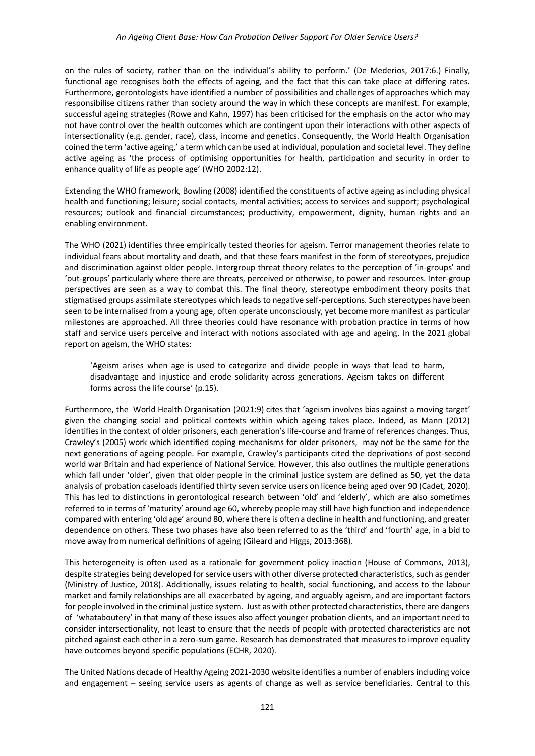on the rules of society, rather than on the individual's ability to perform.' (De Mederios, 2017:6.) Finally, functional age recognises both the effects of ageing, and the fact that this can take place at differing rates. Furthermore, gerontologists have identified a number of possibilities and challenges of approaches which may responsibilise citizens rather than society around the way in which these concepts are manifest. For example, successful ageing strategies (Rowe and Kahn, 1997) has been criticised for the emphasis on the actor who may not have control over the health outcomes which are contingent upon their interactions with other aspects of intersectionality (e.g. gender, race), class, income and genetics. Consequently, the World Health Organisation coined the term 'active ageing,' a term which can be used at individual, population and societal level. They define active ageing as 'the process of optimising opportunities for health, participation and security in order to enhance quality of life as people age' (WHO 2002:12).

Extending the WHO framework, Bowling (2008) identified the constituents of active ageing as including physical health and functioning; leisure; social contacts, mental activities; access to services and support; psychological resources; outlook and financial circumstances; productivity, empowerment, dignity, human rights and an enabling environment.

The WHO (2021) identifies three empirically tested theories for ageism. Terror management theories relate to individual fears about mortality and death, and that these fears manifest in the form of stereotypes, prejudice and discrimination against older people. Intergroup threat theory relates to the perception of 'in-groups' and 'out-groups' particularly where there are threats, perceived or otherwise, to power and resources. Inter-group perspectives are seen as a way to combat this. The final theory, stereotype embodiment theory posits that stigmatised groups assimilate stereotypes which leads to negative self-perceptions. Such stereotypes have been seen to be internalised from a young age, often operate unconsciously, yet become more manifest as particular milestones are approached. All three theories could have resonance with probation practice in terms of how staff and service users perceive and interact with notions associated with age and ageing. In the 2021 global report on ageism, the WHO states:

> 'Ageism arises when age is used to categorize and divide people in ways that lead to harm, disadvantage and injustice and erode solidarity across generations. Ageism takes on different forms across the life course' (p.15).

Furthermore, the World Health Organisation (2021:9) cites that 'ageism involves bias against a moving target' given the changing social and political contexts within which ageing takes place. Indeed, as Mann (2012) identifies in the context of older prisoners, each generation's life-course and frame of references changes. Thus, Crawley's (2005) work which identified coping mechanisms for older prisoners, may not be the same for the next generations of ageing people. For example, Crawley's participants cited the deprivations of post-second world war Britain and had experience of National Service. However, this also outlines the multiple generations which fall under 'older', given that older people in the criminal justice system are defined as 50, yet the data analysis of probation caseloads identified thirty seven service users on licence being aged over 90 (Cadet, 2020). This has led to distinctions in gerontological research between 'old' and 'elderly', which are also sometimes referred to in terms of 'maturity' around age 60, whereby people may still have high function and independence compared with entering 'old age' around 80, where there is often a decline in health and functioning, and greater dependence on others. These two phases have also been referred to as the 'third' and 'fourth' age, in a bid to move away from numerical definitions of ageing (Gileard and Higgs, 2013:368).

This heterogeneity is often used as a rationale for government policy inaction (House of Commons, 2013), despite strategies being developed for service users with other diverse protected characteristics, such as gender (Ministry of Justice, 2018). Additionally, issues relating to health, social functioning, and access to the labour market and family relationships are all exacerbated by ageing, and arguably ageism, and are important factors for people involved in the criminal justice system. Just as with other protected characteristics, there are dangers of 'whataboutery' in that many of these issues also affect younger probation clients, and an important need to consider intersectionality, not least to ensure that the needs of people with protected characteristics are not pitched against each other in a zero-sum game. Research has demonstrated that measures to improve equality have outcomes beyond specific populations (ECHR, 2020).

The United Nations decade of Healthy Ageing 2021-2030 website identifies a number of enablers including voice and engagement – seeing service users as agents of change as well as service beneficiaries. Central to this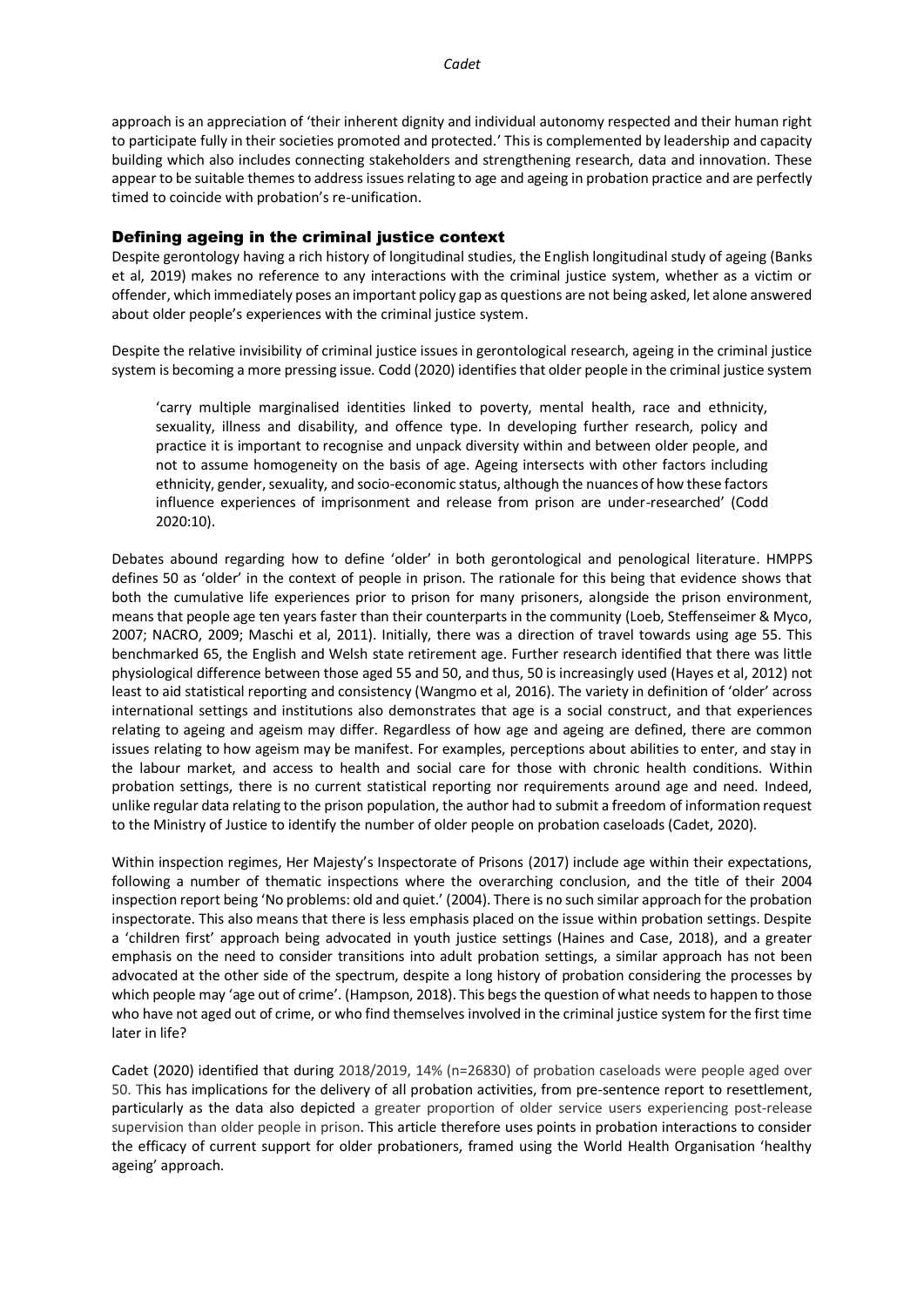approach is an appreciation of 'their inherent dignity and individual autonomy respected and their human right to participate fully in their societies promoted and protected.' This is complemented by leadership and capacity building which also includes connecting stakeholders and strengthening research, data and innovation. These appear to be suitable themes to address issues relating to age and ageing in probation practice and are perfectly timed to coincide with probation's re-unification.

## Defining ageing in the criminal justice context

Despite gerontology having a rich history of longitudinal studies, the English longitudinal study of ageing (Banks et al, 2019) makes no reference to any interactions with the criminal justice system, whether as a victim or offender, which immediately poses an important policy gap as questions are not being asked, let alone answered about older people's experiences with the criminal justice system.

Despite the relative invisibility of criminal justice issues in gerontological research, ageing in the criminal justice system is becoming a more pressing issue. Codd (2020) identifies that older people in the criminal justice system

> 'carry multiple marginalised identities linked to poverty, mental health, race and ethnicity, sexuality, illness and disability, and offence type. In developing further research, policy and practice it is important to recognise and unpack diversity within and between older people, and not to assume homogeneity on the basis of age. Ageing intersects with other factors including ethnicity, gender, sexuality, and socio-economic status, although the nuances of how these factors influence experiences of imprisonment and release from prison are under-researched' (Codd 2020:10).

Debates abound regarding how to define 'older' in both gerontological and penological literature. HMPPS defines 50 as 'older' in the context of people in prison. The rationale for this being that evidence shows that both the cumulative life experiences prior to prison for many prisoners, alongside the prison environment, means that people age ten years faster than their counterparts in the community (Loeb, Steffenseimer & Myco, 2007; NACRO, 2009; Maschi et al, 2011). Initially, there was a direction of travel towards using age 55. This benchmarked 65, the English and Welsh state retirement age. Further research identified that there was little physiological difference between those aged 55 and 50, and thus, 50 is increasingly used (Hayes et al, 2012) not least to aid statistical reporting and consistency (Wangmo et al, 2016). The variety in definition of 'older' across international settings and institutions also demonstrates that age is a social construct, and that experiences relating to ageing and ageism may differ. Regardless of how age and ageing are defined, there are common issues relating to how ageism may be manifest. For examples, perceptions about abilities to enter, and stay in the labour market, and access to health and social care for those with chronic health conditions. Within probation settings, there is no current statistical reporting nor requirements around age and need. Indeed, unlike regular data relating to the prison population, the author had to submit a freedom of information request to the Ministry of Justice to identify the number of older people on probation caseloads (Cadet, 2020).

Within inspection regimes, Her Majesty's Inspectorate of Prisons (2017) include age within their expectations, following a number of thematic inspections where the overarching conclusion, and the title of their 2004 inspection report being 'No problems: old and quiet.' (2004). There is no such similar approach for the probation inspectorate. This also means that there is less emphasis placed on the issue within probation settings. Despite a 'children first' approach being advocated in youth justice settings (Haines and Case, 2018), and a greater emphasis on the need to consider transitions into adult probation settings, a similar approach has not been advocated at the other side of the spectrum, despite a long history of probation considering the processes by which people may 'age out of crime'. (Hampson, 2018). This begs the question of what needs to happen to those who have not aged out of crime, or who find themselves involved in the criminal justice system for the first time later in life?

Cadet (2020) identified that during 2018/2019, 14% (n=26830) of probation caseloads were people aged over 50. This has implications for the delivery of all probation activities, from pre-sentence report to resettlement, particularly as the data also depicted a greater proportion of older service users experiencing post-release supervision than older people in prison. This article therefore uses points in probation interactions to consider the efficacy of current support for older probationers, framed using the World Health Organisation 'healthy ageing' approach.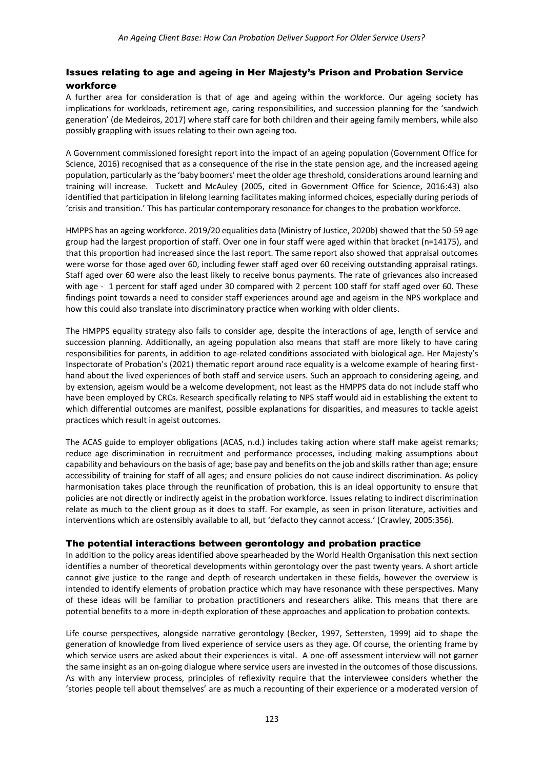## Issues relating to age and ageing in Her Majesty's Prison and Probation Service workforce

A further area for consideration is that of age and ageing within the workforce. Our ageing society has implications for workloads, retirement age, caring responsibilities, and succession planning for the 'sandwich generation' (de Medeiros, 2017) where staff care for both children and their ageing family members, while also possibly grappling with issues relating to their own ageing too.

A Government commissioned foresight report into the impact of an ageing population (Government Office for Science, 2016) recognised that as a consequence of the rise in the state pension age, and the increased ageing population, particularly as the 'baby boomers' meet the older age threshold, considerations around learning and training will increase. Tuckett and McAuley (2005, cited in Government Office for Science, 2016:43) also identified that participation in lifelong learning facilitates making informed choices, especially during periods of 'crisis and transition.' This has particular contemporary resonance for changes to the probation workforce.

HMPPS has an ageing workforce. 2019/20 equalities data (Ministry of Justice, 2020b) showed that the 50-59 age group had the largest proportion of staff. Over one in four staff were aged within that bracket (n=14175), and that this proportion had increased since the last report. The same report also showed that appraisal outcomes were worse for those aged over 60, including fewer staff aged over 60 receiving outstanding appraisal ratings. Staff aged over 60 were also the least likely to receive bonus payments. The rate of grievances also increased with age - 1 percent for staff aged under 30 compared with 2 percent 100 staff for staff aged over 60. These findings point towards a need to consider staff experiences around age and ageism in the NPS workplace and how this could also translate into discriminatory practice when working with older clients.

The HMPPS equality strategy also fails to consider age, despite the interactions of age, length of service and succession planning. Additionally, an ageing population also means that staff are more likely to have caring responsibilities for parents, in addition to age-related conditions associated with biological age. Her Majesty's Inspectorate of Probation's (2021) thematic report around race equality is a welcome example of hearing first-hand about the lived experiences of both staff and service users. Such an approach to considering ageing, and by extension, ageism would be a welcome development, not least as the HMPPS data do not include staff who have been employed by CRCs. Research specifically relating to NPS staff would aid in establishing the extent to which differential outcomes are manifest, possible explanations for disparities, and measures to tackle ageist practices which result in ageist outcomes.

The ACAS guide to employer obligations (ACAS, n.d.) includes taking action where staff make ageist remarks; reduce age discrimination in recruitment and performance processes, including making assumptions about capability and behaviours on the basis of age; base pay and benefits on the job and skills rather than age; ensure accessibility of training for staff of all ages; and ensure policies do not cause indirect discrimination. As policy harmonisation takes place through the reunification of probation, this is an ideal opportunity to ensure that policies are not directly or indirectly ageist in the probation workforce. Issues relating to indirect discrimination relate as much to the client group as it does to staff. For example, as seen in prison literature, activities and interventions which are ostensibly available to all, but 'defacto they cannot access.' (Crawley, 2005:356).

## The potential interactions between gerontology and probation practice

In addition to the policy areas identified above spearheaded by the World Health Organisation this next section identifies a number of theoretical developments within gerontology over the past twenty years. A short article cannot give justice to the range and depth of research undertaken in these fields, however the overview is intended to identify elements of probation practice which may have resonance with these perspectives. Many of these ideas will be familiar to probation practitioners and researchers alike. This means that there are potential benefits to a more in-depth exploration of these approaches and application to probation contexts.

Life course perspectives, alongside narrative gerontology (Becker, 1997, Settersten, 1999) aid to shape the generation of knowledge from lived experience of service users as they age. Of course, the orienting frame by which service users are asked about their experiences is vital. A one-off assessment interview will not garner the same insight as an on-going dialogue where service users are invested in the outcomes of those discussions. As with any interview process, principles of reflexivity require that the interviewee considers whether the 'stories people tell about themselves' are as much a recounting of their experience or a moderated version of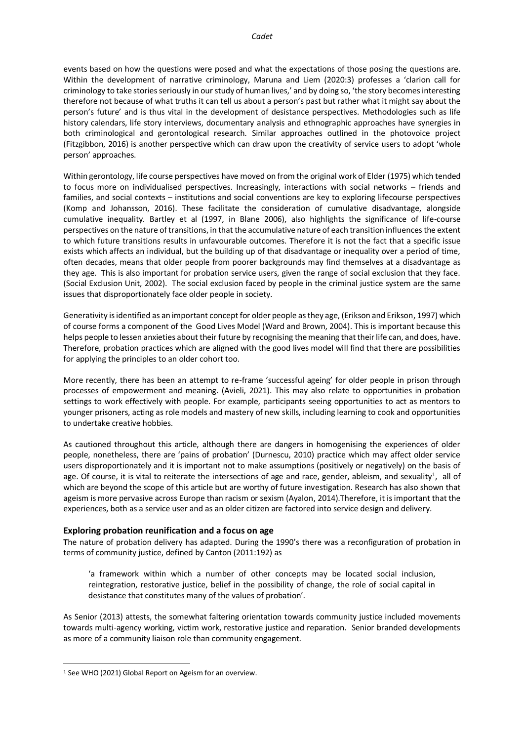events based on how the questions were posed and what the expectations of those posing the questions are. Within the development of narrative criminology, Maruna and Liem (2020:3) professes a 'clarion call for criminology to take stories seriously in our study of human lives,' and by doing so, 'the story becomes interesting therefore not because of what truths it can tell us about a person's past but rather what it might say about the person's future' and is thus vital in the development of desistance perspectives. Methodologies such as life history calendars, life story interviews, documentary analysis and ethnographic approaches have synergies in both criminological and gerontological research. Similar approaches outlined in the photovoice project (Fitzgibbon, 2016) is another perspective which can draw upon the creativity of service users to adopt 'whole person' approaches.

Within gerontology, life course perspectives have moved on from the original work of Elder (1975) which tended to focus more on individualised perspectives. Increasingly, interactions with social networks – friends and families, and social contexts – institutions and social conventions are key to exploring lifecourse perspectives (Komp and Johansson, 2016). These facilitate the consideration of cumulative disadvantage, alongside cumulative inequality. Bartley et al (1997, in Blane 2006), also highlights the significance of life-course perspectives on the nature of transitions, in that the accumulative nature of each transition influences the extent to which future transitions results in unfavourable outcomes. Therefore it is not the fact that a specific issue exists which affects an individual, but the building up of that disadvantage or inequality over a period of time, often decades, means that older people from poorer backgrounds may find themselves at a disadvantage as they age. This is also important for probation service users, given the range of social exclusion that they face. (Social Exclusion Unit, 2002). The social exclusion faced by people in the criminal justice system are the same issues that disproportionately face older people in society.

Generativity is identified as an important concept for older people as they age, (Erikson and Erikson, 1997) which of course forms a component of the Good Lives Model (Ward and Brown, 2004). This is important because this helps people to lessen anxieties about their future by recognising the meaning that their life can, and does, have. Therefore, probation practices which are aligned with the good lives model will find that there are possibilities for applying the principles to an older cohort too.

More recently, there has been an attempt to re-frame 'successful ageing' for older people in prison through processes of empowerment and meaning. (Avieli, 2021). This may also relate to opportunities in probation settings to work effectively with people. For example, participants seeing opportunities to act as mentors to younger prisoners, acting as role models and mastery of new skills, including learning to cook and opportunities to undertake creative hobbies.

As cautioned throughout this article, although there are dangers in homogenising the experiences of older people, nonetheless, there are 'pains of probation' (Durnescu, 2010) practice which may affect older service users disproportionately and it is important not to make assumptions (positively or negatively) on the basis of age. Of course, it is vital to reiterate the intersections of age and race, gender, ableism, and sexuality[1], all of which are beyond the scope of this article but are worthy of future investigation. Research has also shown that ageism is more pervasive across Europe than racism or sexism (Ayalon, 2014).Therefore, it is important that the experiences, both as a service user and as an older citizen are factored into service design and delivery.

### Exploring probation reunification and a focus on age

The nature of probation delivery has adapted. During the 1990's there was a reconfiguration of probation in terms of community justice, defined by Canton (2011:192) as

> 'a framework within which a number of other concepts may be located social inclusion, reintegration, restorative justice, belief in the possibility of change, the role of social capital in desistance that constitutes many of the values of probation'.

As Senior (2013) attests, the somewhat faltering orientation towards community justice included movements towards multi-agency working, victim work, restorative justice and reparation. Senior branded developments as more of a community liaison role than community engagement.

---

[1] See WHO (2021) Global Report on Ageism for an overview.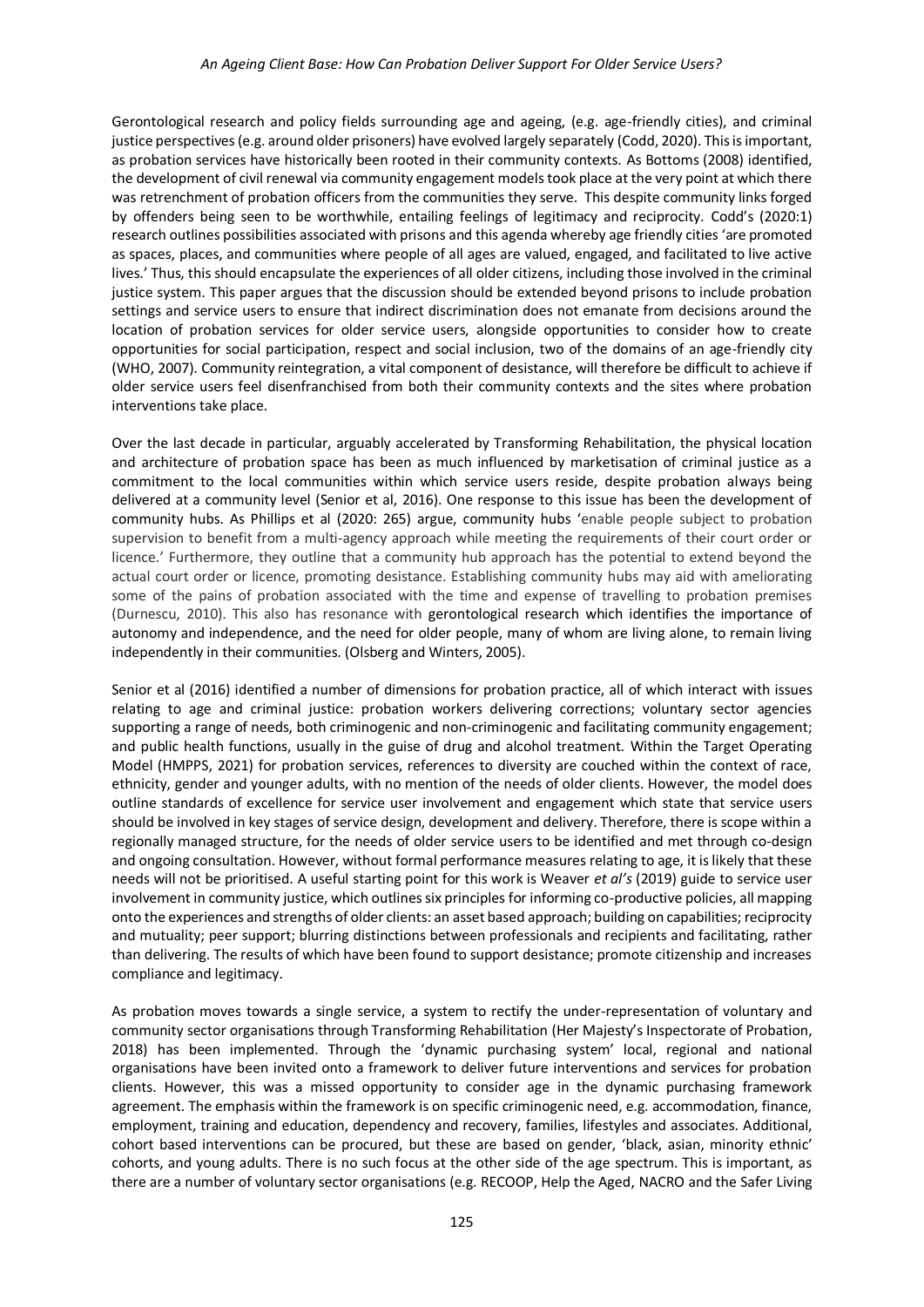Gerontological research and policy fields surrounding age and ageing, (e.g. age-friendly cities), and criminal justice perspectives (e.g. around older prisoners) have evolved largely separately (Codd, 2020). This is important, as probation services have historically been rooted in their community contexts. As Bottoms (2008) identified, the development of civil renewal via community engagement models took place at the very point at which there was retrenchment of probation officers from the communities they serve. This despite community links forged by offenders being seen to be worthwhile, entailing feelings of legitimacy and reciprocity. Codd's (2020:1) research outlines possibilities associated with prisons and this agenda whereby age friendly cities 'are promoted as spaces, places, and communities where people of all ages are valued, engaged, and facilitated to live active lives.' Thus, this should encapsulate the experiences of all older citizens, including those involved in the criminal justice system. This paper argues that the discussion should be extended beyond prisons to include probation settings and service users to ensure that indirect discrimination does not emanate from decisions around the location of probation services for older service users, alongside opportunities to consider how to create opportunities for social participation, respect and social inclusion, two of the domains of an age-friendly city (WHO, 2007). Community reintegration, a vital component of desistance, will therefore be difficult to achieve if older service users feel disenfranchised from both their community contexts and the sites where probation interventions take place.

Over the last decade in particular, arguably accelerated by Transforming Rehabilitation, the physical location and architecture of probation space has been as much influenced by marketisation of criminal justice as a commitment to the local communities within which service users reside, despite probation always being delivered at a community level (Senior et al, 2016). One response to this issue has been the development of community hubs. As Phillips et al (2020: 265) argue, community hubs 'enable people subject to probation supervision to benefit from a multi-agency approach while meeting the requirements of their court order or licence.' Furthermore, they outline that a community hub approach has the potential to extend beyond the actual court order or licence, promoting desistance. Establishing community hubs may aid with ameliorating some of the pains of probation associated with the time and expense of travelling to probation premises (Durnescu, 2010). This also has resonance with gerontological research which identifies the importance of autonomy and independence, and the need for older people, many of whom are living alone, to remain living independently in their communities. (Olsberg and Winters, 2005).

Senior et al (2016) identified a number of dimensions for probation practice, all of which interact with issues relating to age and criminal justice: probation workers delivering corrections; voluntary sector agencies supporting a range of needs, both criminogenic and non-criminogenic and facilitating community engagement; and public health functions, usually in the guise of drug and alcohol treatment. Within the Target Operating Model (HMPPS, 2021) for probation services, references to diversity are couched within the context of race, ethnicity, gender and younger adults, with no mention of the needs of older clients. However, the model does outline standards of excellence for service user involvement and engagement which state that service users should be involved in key stages of service design, development and delivery. Therefore, there is scope within a regionally managed structure, for the needs of older service users to be identified and met through co-design and ongoing consultation. However, without formal performance measures relating to age, it is likely that these needs will not be prioritised. A useful starting point for this work is Weaver *et al's* (2019) guide to service user involvement in community justice, which outlines six principles for informing co-productive policies, all mapping onto the experiences and strengths of older clients: an asset based approach; building on capabilities; reciprocity and mutuality; peer support; blurring distinctions between professionals and recipients and facilitating, rather than delivering. The results of which have been found to support desistance; promote citizenship and increases compliance and legitimacy.

As probation moves towards a single service, a system to rectify the under-representation of voluntary and community sector organisations through Transforming Rehabilitation (Her Majesty's Inspectorate of Probation, 2018) has been implemented. Through the 'dynamic purchasing system' local, regional and national organisations have been invited onto a framework to deliver future interventions and services for probation clients. However, this was a missed opportunity to consider age in the dynamic purchasing framework agreement. The emphasis within the framework is on specific criminogenic need, e.g. accommodation, finance, employment, training and education, dependency and recovery, families, lifestyles and associates. Additional, cohort based interventions can be procured, but these are based on gender, 'black, asian, minority ethnic' cohorts, and young adults. There is no such focus at the other side of the age spectrum. This is important, as there are a number of voluntary sector organisations (e.g. RECOOP, Help the Aged, NACRO and the Safer Living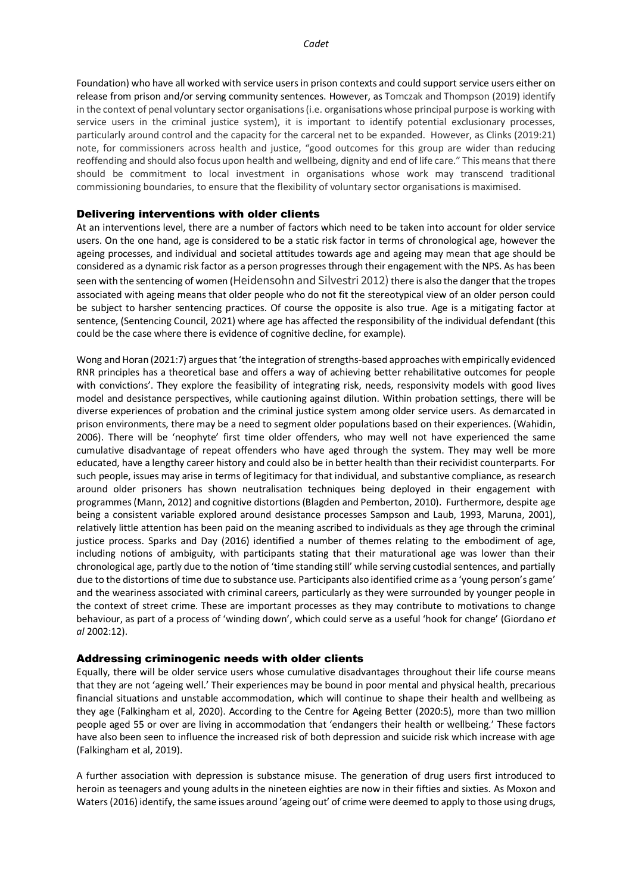Foundation) who have all worked with service users in prison contexts and could support service users either on release from prison and/or serving community sentences. However, as Tomczak and Thompson (2019) identify in the context of penal voluntary sector organisations (i.e. organisations whose principal purpose is working with service users in the criminal justice system), it is important to identify potential exclusionary processes, particularly around control and the capacity for the carceral net to be expanded. However, as Clinks (2019:21) note, for commissioners across health and justice, "good outcomes for this group are wider than reducing reoffending and should also focus upon health and wellbeing, dignity and end of life care." This means that there should be commitment to local investment in organisations whose work may transcend traditional commissioning boundaries, to ensure that the flexibility of voluntary sector organisations is maximised.

## Delivering interventions with older clients

At an interventions level, there are a number of factors which need to be taken into account for older service users. On the one hand, age is considered to be a static risk factor in terms of chronological age, however the ageing processes, and individual and societal attitudes towards age and ageing may mean that age should be considered as a dynamic risk factor as a person progresses through their engagement with the NPS. As has been seen with the sentencing of women (Heidensohn and Silvestri 2012) there is also the danger that the tropes associated with ageing means that older people who do not fit the stereotypical view of an older person could be subject to harsher sentencing practices. Of course the opposite is also true. Age is a mitigating factor at sentence, (Sentencing Council, 2021) where age has affected the responsibility of the individual defendant (this could be the case where there is evidence of cognitive decline, for example).

Wong and Horan (2021:7) argues that 'the integration of strengths-based approaches with empirically evidenced RNR principles has a theoretical base and offers a way of achieving better rehabilitative outcomes for people with convictions'. They explore the feasibility of integrating risk, needs, responsivity models with good lives model and desistance perspectives, while cautioning against dilution. Within probation settings, there will be diverse experiences of probation and the criminal justice system among older service users. As demarcated in prison environments, there may be a need to segment older populations based on their experiences. (Wahidin, 2006). There will be 'neophyte' first time older offenders, who may well not have experienced the same cumulative disadvantage of repeat offenders who have aged through the system. They may well be more educated, have a lengthy career history and could also be in better health than their recividist counterparts. For such people, issues may arise in terms of legitimacy for that individual, and substantive compliance, as research around older prisoners has shown neutralisation techniques being deployed in their engagement with programmes (Mann, 2012) and cognitive distortions (Blagden and Pemberton, 2010). Furthermore, despite age being a consistent variable explored around desistance processes Sampson and Laub, 1993, Maruna, 2001), relatively little attention has been paid on the meaning ascribed to individuals as they age through the criminal justice process. Sparks and Day (2016) identified a number of themes relating to the embodiment of age, including notions of ambiguity, with participants stating that their maturational age was lower than their chronological age, partly due to the notion of 'time standing still' while serving custodial sentences, and partially due to the distortions of time due to substance use. Participants also identified crime as a 'young person's game' and the weariness associated with criminal careers, particularly as they were surrounded by younger people in the context of street crime. These are important processes as they may contribute to motivations to change behaviour, as part of a process of 'winding down', which could serve as a useful 'hook for change' (Giordano *et al* 2002:12).

## Addressing criminogenic needs with older clients

Equally, there will be older service users whose cumulative disadvantages throughout their life course means that they are not 'ageing well.' Their experiences may be bound in poor mental and physical health, precarious financial situations and unstable accommodation, which will continue to shape their health and wellbeing as they age (Falkingham et al, 2020). According to the Centre for Ageing Better (2020:5), more than two million people aged 55 or over are living in accommodation that 'endangers their health or wellbeing.' These factors have also been seen to influence the increased risk of both depression and suicide risk which increase with age (Falkingham et al, 2019).

A further association with depression is substance misuse. The generation of drug users first introduced to heroin as teenagers and young adults in the nineteen eighties are now in their fifties and sixties. As Moxon and Waters (2016) identify, the same issues around 'ageing out' of crime were deemed to apply to those using drugs,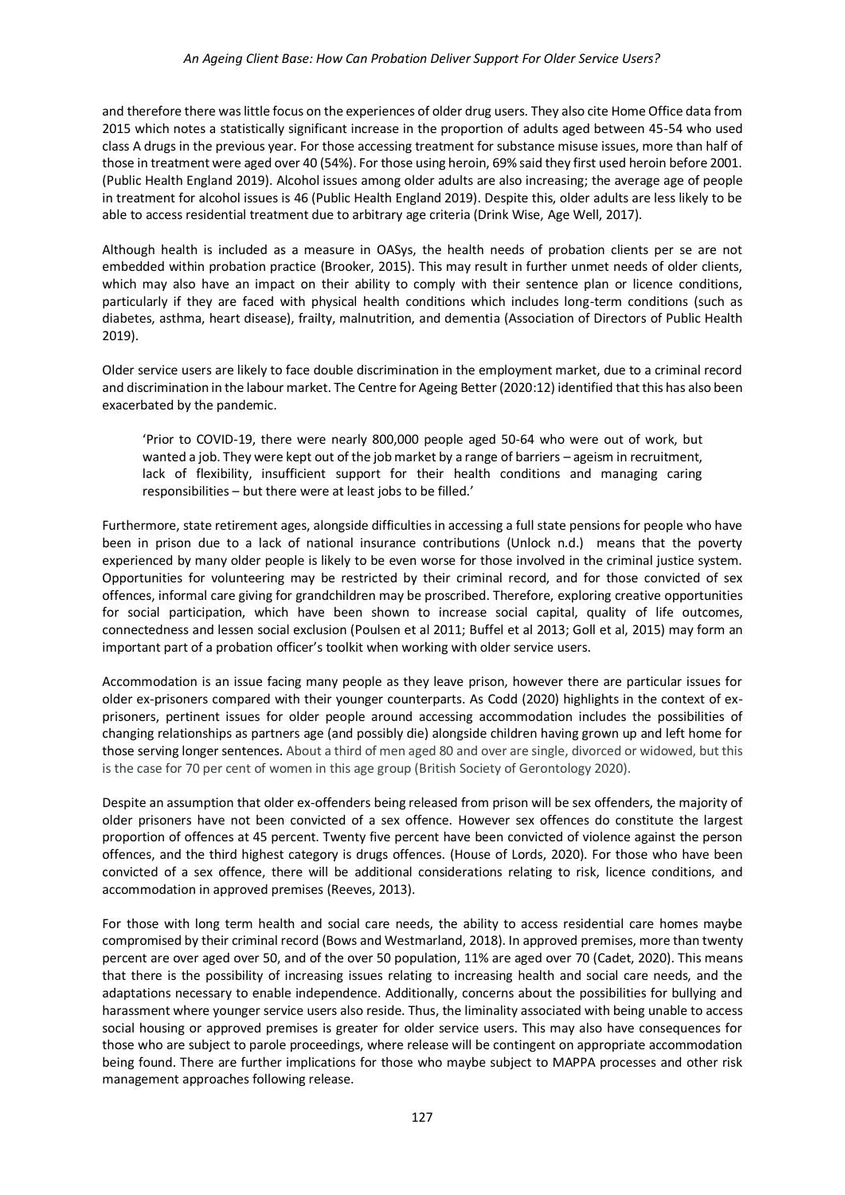and therefore there was little focus on the experiences of older drug users. They also cite Home Office data from 2015 which notes a statistically significant increase in the proportion of adults aged between 45-54 who used class A drugs in the previous year. For those accessing treatment for substance misuse issues, more than half of those in treatment were aged over 40 (54%). For those using heroin, 69% said they first used heroin before 2001. (Public Health England 2019). Alcohol issues among older adults are also increasing; the average age of people in treatment for alcohol issues is 46 (Public Health England 2019). Despite this, older adults are less likely to be able to access residential treatment due to arbitrary age criteria (Drink Wise, Age Well, 2017).

Although health is included as a measure in OASys, the health needs of probation clients per se are not embedded within probation practice (Brooker, 2015). This may result in further unmet needs of older clients, which may also have an impact on their ability to comply with their sentence plan or licence conditions, particularly if they are faced with physical health conditions which includes long-term conditions (such as diabetes, asthma, heart disease), frailty, malnutrition, and dementia (Association of Directors of Public Health 2019).

Older service users are likely to face double discrimination in the employment market, due to a criminal record and discrimination in the labour market. The Centre for Ageing Better (2020:12) identified that this has also been exacerbated by the pandemic.

> 'Prior to COVID-19, there were nearly 800,000 people aged 50-64 who were out of work, but wanted a job. They were kept out of the job market by a range of barriers – ageism in recruitment, lack of flexibility, insufficient support for their health conditions and managing caring responsibilities – but there were at least jobs to be filled.'

Furthermore, state retirement ages, alongside difficulties in accessing a full state pensions for people who have been in prison due to a lack of national insurance contributions (Unlock n.d.) means that the poverty experienced by many older people is likely to be even worse for those involved in the criminal justice system. Opportunities for volunteering may be restricted by their criminal record, and for those convicted of sex offences, informal care giving for grandchildren may be proscribed. Therefore, exploring creative opportunities for social participation, which have been shown to increase social capital, quality of life outcomes, connectedness and lessen social exclusion (Poulsen et al 2011; Buffel et al 2013; Goll et al, 2015) may form an important part of a probation officer's toolkit when working with older service users.

Accommodation is an issue facing many people as they leave prison, however there are particular issues for older ex-prisoners compared with their younger counterparts. As Codd (2020) highlights in the context of ex-prisoners, pertinent issues for older people around accessing accommodation includes the possibilities of changing relationships as partners age (and possibly die) alongside children having grown up and left home for those serving longer sentences. About a third of men aged 80 and over are single, divorced or widowed, but this is the case for 70 per cent of women in this age group (British Society of Gerontology 2020).

Despite an assumption that older ex-offenders being released from prison will be sex offenders, the majority of older prisoners have not been convicted of a sex offence. However sex offences do constitute the largest proportion of offences at 45 percent. Twenty five percent have been convicted of violence against the person offences, and the third highest category is drugs offences. (House of Lords, 2020). For those who have been convicted of a sex offence, there will be additional considerations relating to risk, licence conditions, and accommodation in approved premises (Reeves, 2013).

For those with long term health and social care needs, the ability to access residential care homes maybe compromised by their criminal record (Bows and Westmarland, 2018). In approved premises, more than twenty percent are over aged over 50, and of the over 50 population, 11% are aged over 70 (Cadet, 2020). This means that there is the possibility of increasing issues relating to increasing health and social care needs, and the adaptations necessary to enable independence. Additionally, concerns about the possibilities for bullying and harassment where younger service users also reside. Thus, the liminality associated with being unable to access social housing or approved premises is greater for older service users. This may also have consequences for those who are subject to parole proceedings, where release will be contingent on appropriate accommodation being found. There are further implications for those who maybe subject to MAPPA processes and other risk management approaches following release.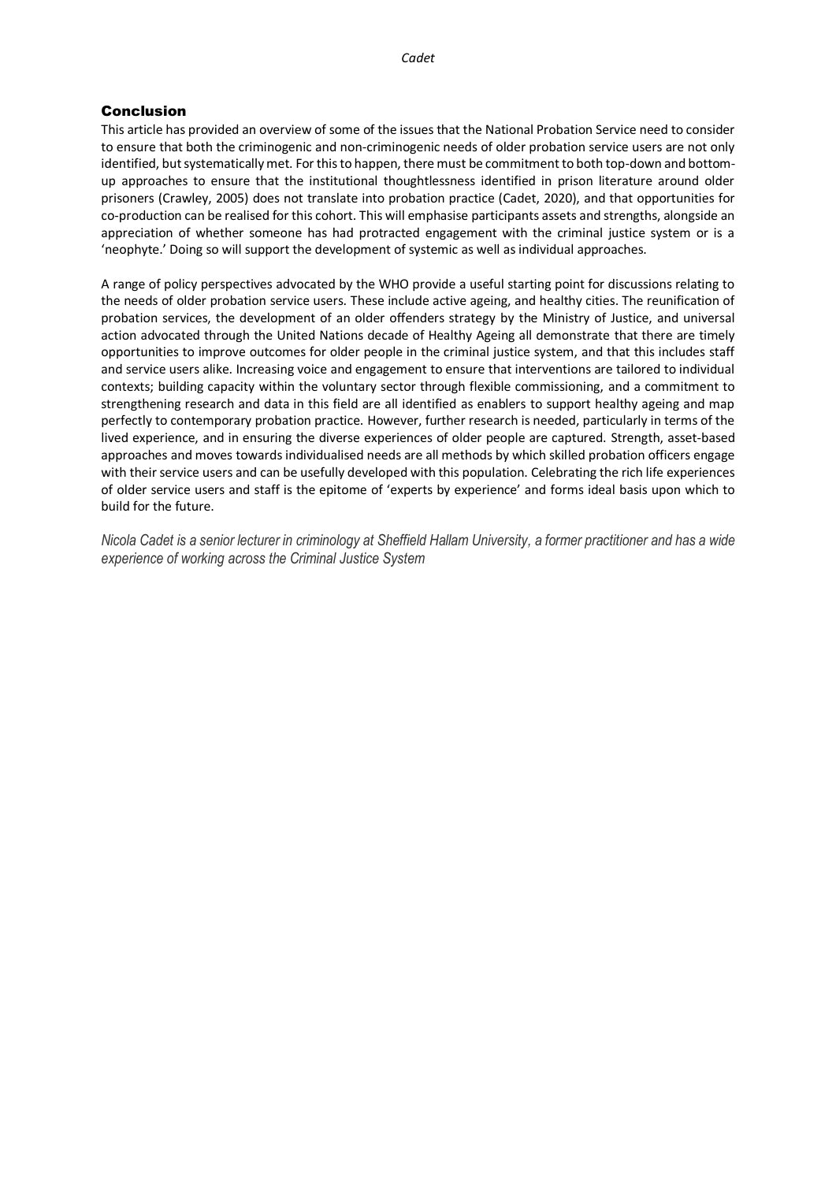## Conclusion

This article has provided an overview of some of the issues that the National Probation Service need to consider to ensure that both the criminogenic and non-criminogenic needs of older probation service users are not only identified, but systematically met. For this to happen, there must be commitment to both top-down and bottom-up approaches to ensure that the institutional thoughtlessness identified in prison literature around older prisoners (Crawley, 2005) does not translate into probation practice (Cadet, 2020), and that opportunities for co-production can be realised for this cohort. This will emphasise participants assets and strengths, alongside an appreciation of whether someone has had protracted engagement with the criminal justice system or is a 'neophyte.' Doing so will support the development of systemic as well as individual approaches.

A range of policy perspectives advocated by the WHO provide a useful starting point for discussions relating to the needs of older probation service users. These include active ageing, and healthy cities. The reunification of probation services, the development of an older offenders strategy by the Ministry of Justice, and universal action advocated through the United Nations decade of Healthy Ageing all demonstrate that there are timely opportunities to improve outcomes for older people in the criminal justice system, and that this includes staff and service users alike. Increasing voice and engagement to ensure that interventions are tailored to individual contexts; building capacity within the voluntary sector through flexible commissioning, and a commitment to strengthening research and data in this field are all identified as enablers to support healthy ageing and map perfectly to contemporary probation practice. However, further research is needed, particularly in terms of the lived experience, and in ensuring the diverse experiences of older people are captured. Strength, asset-based approaches and moves towards individualised needs are all methods by which skilled probation officers engage with their service users and can be usefully developed with this population. Celebrating the rich life experiences of older service users and staff is the epitome of 'experts by experience' and forms ideal basis upon which to build for the future.

*Nicola Cadet is a senior lecturer in criminology at Sheffield Hallam University, a former practitioner and has a wide experience of working across the Criminal Justice System*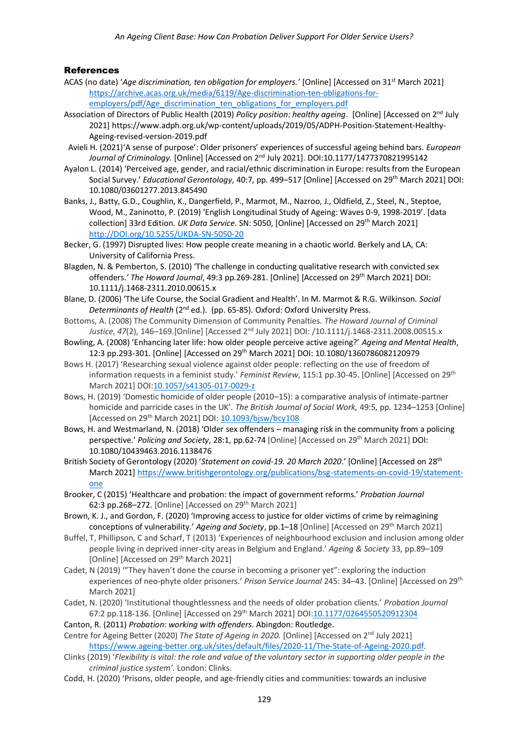## References

ACAS (no date) '*Age discrimination, ten obligation for employers.*' [Online] [Accessed on 31st March 2021] https://archive.acas.org.uk/media/6119/Age-discrimination-ten-obligations-for-employers/pdf/Age_discrimination_ten_obligations_for_employers.pdf

Association of Directors of Public Health (2019) *Policy position: healthy ageing*. [Online] [Accessed on 2nd July 2021] https://www.adph.org.uk/wp-content/uploads/2019/05/ADPH-Position-Statement-Healthy-Ageing-revised-version-2019.pdf

Avieli H. (2021)'A sense of purpose': Older prisoners' experiences of successful ageing behind bars. *European Journal of Criminology.* [Online] [Accessed on 2nd July 2021]. DOI:10.1177/1477370821995142

Ayalon L. (2014) 'Perceived age, gender, and racial/ethnic discrimination in Europe: results from the European Social Survey.' *Educational Gerontology*, 40:7, pp. 499–517 [Online] [Accessed on 29th March 2021] DOI: 10.1080/03601277.2013.845490

Banks, J., Batty, G.D., Coughlin, K., Dangerfield, P., Marmot, M., Nazroo, J., Oldfield, Z., Steel, N., Steptoe, Wood, M., Zaninotto, P. (2019) 'English Longitudinal Study of Ageing: Waves 0-9, 1998-2019'. [data collection] 33rd Edition. *UK Data Service*. SN: 5050, [Online] [Accessed on 29th March 2021] http://DOI.org/10.5255/UKDA-SN-5050-20

Becker, G. (1997) Disrupted lives: How people create meaning in a chaotic world. Berkely and LA, CA: University of California Press.

Blagden, N. & Pemberton, S. (2010) 'The challenge in conducting qualitative research with convicted sex offenders.' *The Howard Journal*, 49:3 pp.269-281. [Online] [Accessed on 29th March 2021] DOI: 10.1111/j.1468-2311.2010.00615.x

Blane, D. (2006) 'The Life Course, the Social Gradient and Health'. In M. Marmot & R.G. Wilkinson. *Social Determinants of Health* (2nd ed.). (pp. 65-85). Oxford: Oxford University Press.

Bottoms, A. (2008) The Community Dimension of Community Penalties. *The Howard Journal of Criminal Justice*, *47*(2), 146–169.[Online] [Accessed 2nd July 2021] DOI: /10.1111/j.1468-2311.2008.00515.x

Bowling, A. (2008) 'Enhancing later life: how older people perceive active ageing?' *Ageing and Mental Health*, 12:3 pp.293-301. [Online] [Accessed on 29th March 2021] DOI: 10.1080/13607860802120979

Bows H. (2017) 'Researching sexual violence against older people: reflecting on the use of freedom of information requests in a feminist study.' *Feminist Review*, 115:1 pp.30-45. [Online] [Accessed on 29th March 2021] DOI:10.1057/s41305-017-0029-z

Bows, H. (2019) 'Domestic homicide of older people (2010–15): a comparative analysis of intimate-partner homicide and parricide cases in the UK'. *The British Journal of Social Work,* 49:5, pp. 1234–1253 [Online] [Accessed on 29th March 2021] DOI: 10.1093/bjsw/bcy108

Bows, H. and Westmarland, N. (2018) 'Older sex offenders – managing risk in the community from a policing perspective.' *Policing and Society*, 28:1, pp.62-74 [Online] [Accessed on 29th March 2021] DOI: 10.1080/10439463.2016.1138476

British Society of Gerontology (2020) '*Statement on covid-19. 20 March 2020*.' [Online] [Accessed on 28th March 2021] https://www.britishgerontology.org/publications/bsg-statements-on-covid-19/statement-one

Brooker, C (2015) 'Healthcare and probation: the impact of government reforms.' *Probation Journal* 62:3 pp.268–272. [Online] [Accessed on 29th March 2021]

Brown, K. J., and Gordon, F. (2020) 'Improving access to justice for older victims of crime by reimagining conceptions of vulnerability.' *Ageing and Society*, pp.1–18 [Online] [Accessed on 29th March 2021]

Buffel, T, Phillipson, C and Scharf, T (2013) 'Experiences of neighbourhood exclusion and inclusion among older people living in deprived inner-city areas in Belgium and England.' *Ageing & Society* 33, pp.89–109 [Online] [Accessed on 29th March 2021]

Cadet, N (2019) '"They haven't done the course in becoming a prisoner yet": exploring the induction experiences of neo-phyte older prisoners.' *Prison Service Journal* 245: 34–43. [Online] [Accessed on 29th March 2021]

Cadet, N. (2020) 'Institutional thoughtlessness and the needs of older probation clients.' *Probation Journal* 67:2 pp.118-136. [Online] [Accessed on 29th March 2021] DOI:10.1177/0264550520912304

Canton, R. (2011) *Probation: working with offenders*. Abingdon: Routledge.

Centre for Ageing Better (2020) *The State of Ageing in 2020.* [Online] [Accessed on 2nd July 2021] https://www.ageing-better.org.uk/sites/default/files/2020-11/The-State-of-Ageing-2020.pdf.

Clinks (2019) '*Flexibility is vital: the role and value of the voluntary sector in supporting older people in the criminal justice system'.* London: Clinks.

Codd, H. (2020) 'Prisons, older people, and age-friendly cities and communities: towards an inclusive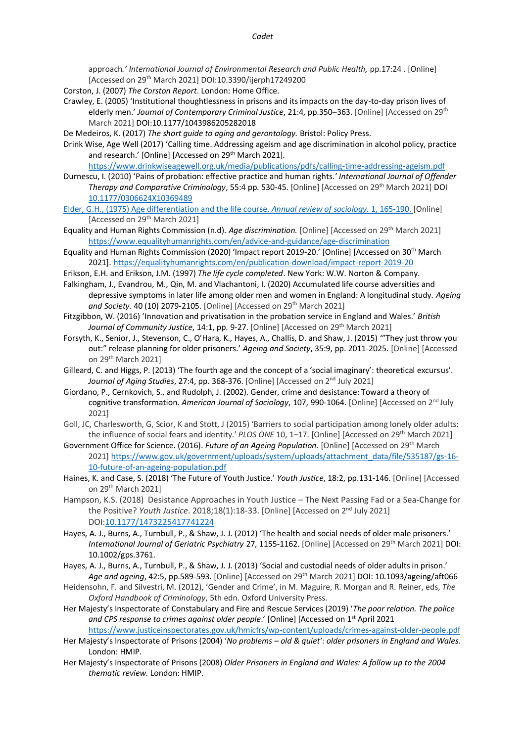approach.' *International Journal of Environmental Research and Public Health,* pp.17:24 . [Online] [Accessed on 29th March 2021] DOI:10.3390/ijerph17249200

Corston, J. (2007) *The Corston Report*. London: Home Office.

Crawley, E. (2005) 'Institutional thoughtlessness in prisons and its impacts on the day-to-day prison lives of elderly men.' *Journal of Contemporary Criminal Justice*, 21:4, pp.350–363. [Online] [Accessed on 29th March 2021] DOI:10.1177/1043986205282018

De Medeiros, K. (2017) *The short guide to aging and gerontology.* Bristol: Policy Press.

Drink Wise, Age Well (2017) 'Calling time. Addressing ageism and age discrimination in alcohol policy, practice and research.' [Online] [Accessed on 29th March 2021]. https://www.drinkwiseagewell.org.uk/media/publications/pdfs/calling-time-addressing-ageism.pdf

Durnescu, I. (2010) 'Pains of probation: effective practice and human rights.' *International Journal of Offender Therapy and Comparative Criminology*, 55:4 pp. 530-45. [Online] [Accessed on 29th March 2021] DOI 10.1177/0306624X10369489

Elder, G.H., (1975) Age differentiation and the life course. *Annual review of sociology.* 1, 165-190. [Online] [Accessed on 29th March 2021]

Equality and Human Rights Commission (n.d). *Age discrimination.* [Online] [Accessed on 29th March 2021] https://www.equalityhumanrights.com/en/advice-and-guidance/age-discrimination

Equality and Human Rights Commission (2020) 'Impact report 2019-20.' [Online] [Accessed on 30th March 2021]. https://equalityhumanrights.com/en/publication-download/impact-report-2019-20

Erikson, E.H. and Erikson, J.M. (1997) *The life cycle completed*. New York: W.W. Norton & Company.

Falkingham, J., Evandrou, M., Qin, M. and Vlachantoni, I. (2020) Accumulated life course adversities and depressive symptoms in later life among older men and women in England: A longitudinal study. *Ageing and Society.* 40 (10) 2079-2105. [Online] [Accessed on 29th March 2021]

Fitzgibbon, W. (2016) 'Innovation and privatisation in the probation service in England and Wales.' *British Journal of Community Justice*, 14:1, pp. 9-27. [Online] [Accessed on 29th March 2021]

Forsyth, K., Senior, J., Stevenson, C., O'Hara, K., Hayes, A., Challis, D. and Shaw, J. (2015) '"They just throw you out:" release planning for older prisoners.' *Ageing and Society*, 35:9, pp. 2011-2025. [Online] [Accessed on 29th March 2021]

Gilleard, C. and Higgs, P. (2013) 'The fourth age and the concept of a 'social imaginary': theoretical excursus'. *Journal of Aging Studies*, 27:4, pp. 368-376. [Online] [Accessed on 2nd July 2021]

Giordano, P., Cernkovich, S., and Rudolph, J. (2002). Gender, crime and desistance: Toward a theory of cognitive transformation. *American Journal of Sociology*, 107, 990-1064. [Online] [Accessed on 2nd July 2021]

Goll, JC, Charlesworth, G, Scior, K and Stott, J (2015) 'Barriers to social participation among lonely older adults: the influence of social fears and identity.' *PLOS ONE* 10, 1–17. [Online] [Accessed on 29th March 2021]

Government Office for Science. (2016). *Future of an Ageing Population.* [Online] [Accessed on 29th March 2021] https://www.gov.uk/government/uploads/system/uploads/attachment_data/file/535187/gs-16-10-future-of-an-ageing-population.pdf

Haines, K. and Case, S. (2018) 'The Future of Youth Justice.' *Youth Justice*, 18:2, pp.131-146. [Online] [Accessed on 29th March 2021]

Hampson, K.S. (2018) Desistance Approaches in Youth Justice – The Next Passing Fad or a Sea-Change for the Positive? *Youth Justice*. 2018;18(1):18-33. [Online] [Accessed on 2nd July 2021] DOI:10.1177/1473225417741224

Hayes, A. J., Burns, A., Turnbull, P., & Shaw, J. J. (2012) 'The health and social needs of older male prisoners.' *International Journal of Geriatric Psychiatry* 27, 1155-1162. [Online] [Accessed on 29th March 2021] DOI: 10.1002/gps.3761.

Hayes, A. J., Burns, A., Turnbull, P., & Shaw, J. J. (2013) 'Social and custodial needs of older adults in prison.' *Age and ageing*, 42:5, pp.589-593. [Online] [Accessed on 29th March 2021] DOI: 10.1093/ageing/aft066

Heidensohn, F. and Silvestri, M. (2012), 'Gender and Crime', in M. Maguire, R. Morgan and R. Reiner, eds, *The Oxford Handbook of Criminology*, 5th edn. Oxford University Press.

Her Majesty's Inspectorate of Constabulary and Fire and Rescue Services (2019) '*The poor relation. The police and CPS response to crimes against older people*.' [Online] [Accessed on 1st April 2021 https://www.justiceinspectorates.gov.uk/hmicfrs/wp-content/uploads/crimes-against-older-people.pdf

Her Majesty's Inspectorate of Prisons (2004) '*No problems – old & quiet': older prisoners in England and Wales*. London: HMIP.

Her Majesty's Inspectorate of Prisons (2008) *Older Prisoners in England and Wales: A follow up to the 2004 thematic review.* London: HMIP.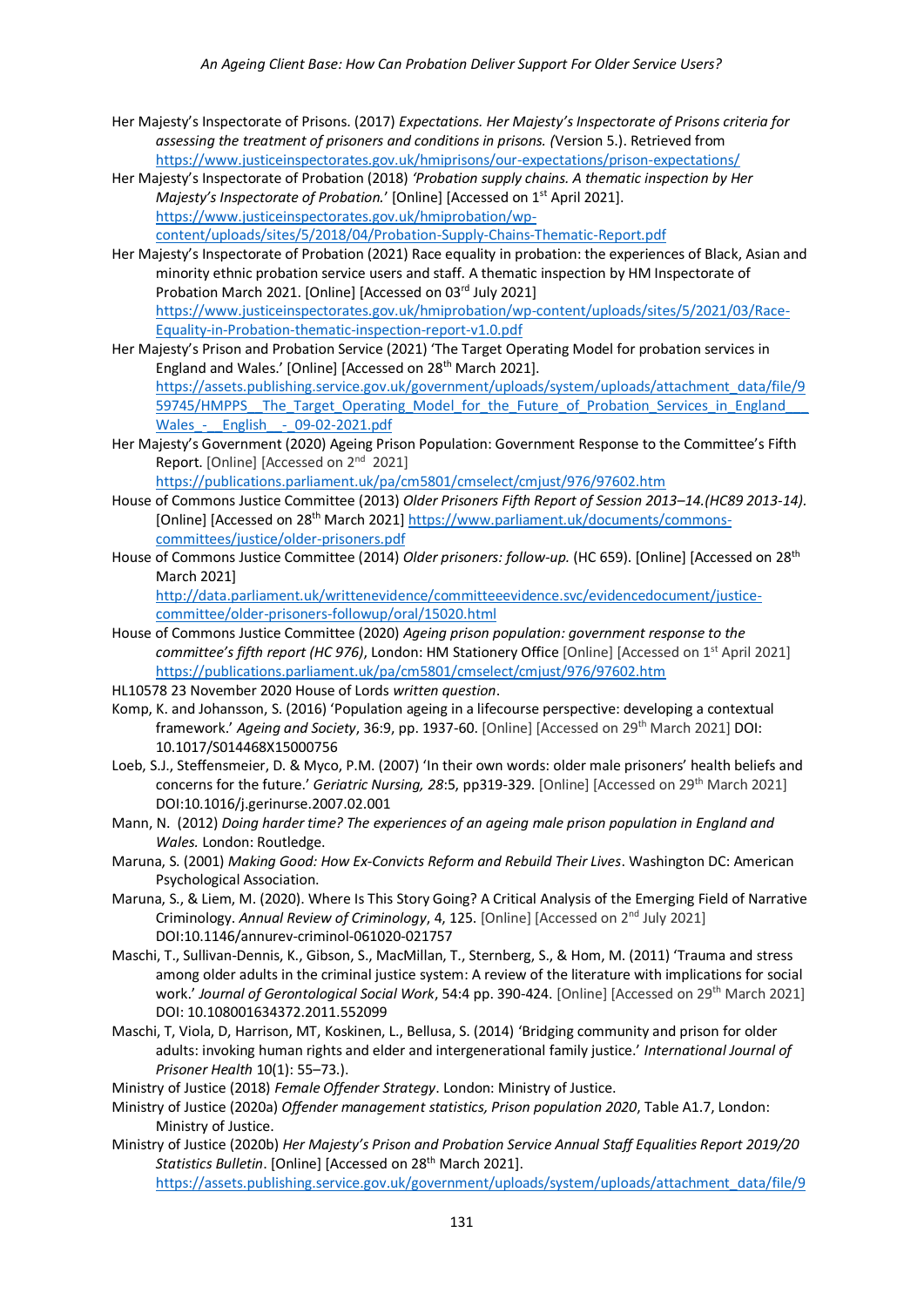Her Majesty's Inspectorate of Prisons. (2017) *Expectations. Her Majesty's Inspectorate of Prisons criteria for assessing the treatment of prisoners and conditions in prisons. (*Version 5.). Retrieved from https://www.justiceinspectorates.gov.uk/hmiprisons/our-expectations/prison-expectations/

Her Majesty's Inspectorate of Probation (2018) *'Probation supply chains. A thematic inspection by Her Majesty's Inspectorate of Probation.'* [Online] [Accessed on 1st April 2021]. https://www.justiceinspectorates.gov.uk/hmiprobation/wp-content/uploads/sites/5/2018/04/Probation-Supply-Chains-Thematic-Report.pdf

Her Majesty's Inspectorate of Probation (2021) Race equality in probation: the experiences of Black, Asian and minority ethnic probation service users and staff. A thematic inspection by HM Inspectorate of Probation March 2021. [Online] [Accessed on 03rd July 2021] https://www.justiceinspectorates.gov.uk/hmiprobation/wp-content/uploads/sites/5/2021/03/Race-Equality-in-Probation-thematic-inspection-report-v1.0.pdf

Her Majesty's Prison and Probation Service (2021) 'The Target Operating Model for probation services in England and Wales.' [Online] [Accessed on 28th March 2021]. https://assets.publishing.service.gov.uk/government/uploads/system/uploads/attachment_data/file/959745/HMPPS__The_Target_Operating_Model_for_the_Future_of_Probation_Services_in_England___Wales_-__English__-_09-02-2021.pdf

Her Majesty's Government (2020) Ageing Prison Population: Government Response to the Committee's Fifth Report. [Online] [Accessed on 2nd 2021] https://publications.parliament.uk/pa/cm5801/cmselect/cmjust/976/97602.htm

House of Commons Justice Committee (2013) *Older Prisoners Fifth Report of Session 2013–14.(HC89 2013-14).* [Online] [Accessed on 28th March 2021] https://www.parliament.uk/documents/commons-committees/justice/older-prisoners.pdf

House of Commons Justice Committee (2014) *Older prisoners: follow-up.* (HC 659). [Online] [Accessed on 28th March 2021] http://data.parliament.uk/writtenevidence/committeeevidence.svc/evidencedocument/justice-committee/older-prisoners-followup/oral/15020.html

House of Commons Justice Committee (2020) *Ageing prison population: government response to the committee's fifth report (HC 976)*, London: HM Stationery Office [Online] [Accessed on 1st April 2021] https://publications.parliament.uk/pa/cm5801/cmselect/cmjust/976/97602.htm

HL10578 23 November 2020 House of Lords *written question*.

Komp, K. and Johansson, S. (2016) 'Population ageing in a lifecourse perspective: developing a contextual framework.' *Ageing and Society*, 36:9, pp. 1937-60. [Online] [Accessed on 29th March 2021] DOI: 10.1017/S014468X15000756

Loeb, S.J., Steffensmeier, D. & Myco, P.M. (2007) 'In their own words: older male prisoners' health beliefs and concerns for the future.' *Geriatric Nursing, 28*:5, pp319-329. [Online] [Accessed on 29th March 2021] DOI:10.1016/j.gerinurse.2007.02.001

Mann, N. (2012) *Doing harder time? The experiences of an ageing male prison population in England and Wales.* London: Routledge.

Maruna, S. (2001) *Making Good: How Ex-Convicts Reform and Rebuild Their Lives*. Washington DC: American Psychological Association.

Maruna, S., & Liem, M. (2020). Where Is This Story Going? A Critical Analysis of the Emerging Field of Narrative Criminology. *Annual Review of Criminology*, 4, 125. [Online] [Accessed on 2nd July 2021] DOI:10.1146/annurev-criminol-061020-021757

Maschi, T., Sullivan-Dennis, K., Gibson, S., MacMillan, T., Sternberg, S., & Hom, M. (2011) 'Trauma and stress among older adults in the criminal justice system: A review of the literature with implications for social work.' *Journal of Gerontological Social Work*, 54:4 pp. 390-424. [Online] [Accessed on 29th March 2021] DOI: 10.108001634372.2011.552099

Maschi, T, Viola, D, Harrison, MT, Koskinen, L., Bellusa, S. (2014) 'Bridging community and prison for older adults: invoking human rights and elder and intergenerational family justice.' *International Journal of Prisoner Health* 10(1): 55–73.).

Ministry of Justice (2018) *Female Offender Strategy*. London: Ministry of Justice.

Ministry of Justice (2020a) *Offender management statistics, Prison population 2020*, Table A1.7, London: Ministry of Justice.

Ministry of Justice (2020b) *Her Majesty's Prison and Probation Service Annual Staff Equalities Report 2019/20 Statistics Bulletin*. [Online] [Accessed on 28th March 2021]. https://assets.publishing.service.gov.uk/government/uploads/system/uploads/attachment_data/file/9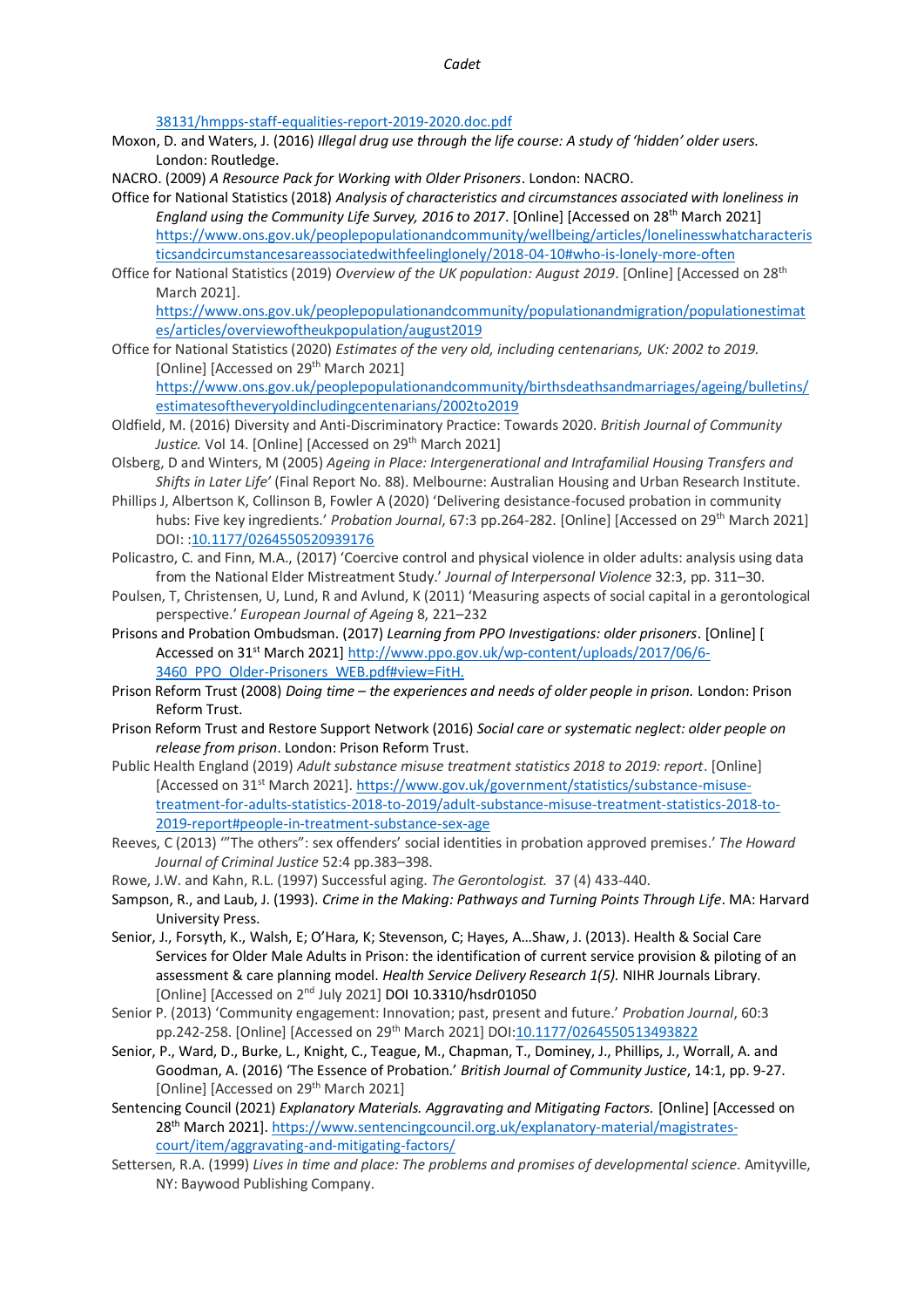38131/hmpps-staff-equalities-report-2019-2020.doc.pdf

Moxon, D. and Waters, J. (2016) *Illegal drug use through the life course: A study of 'hidden' older users.* London: Routledge.

NACRO. (2009) *A Resource Pack for Working with Older Prisoners*. London: NACRO.

Office for National Statistics (2018) *Analysis of characteristics and circumstances associated with loneliness in England using the Community Life Survey, 2016 to 2017*. [Online] [Accessed on 28th March 2021] https://www.ons.gov.uk/peoplepopulationandcommunity/wellbeing/articles/lonelinesswhatcharacteristicsandcircumstancesareassociatedwithfeelinglonely/2018-04-10#who-is-lonely-more-often

Office for National Statistics (2019) *Overview of the UK population: August 2019*. [Online] [Accessed on 28th March 2021]. https://www.ons.gov.uk/peoplepopulationandcommunity/populationandmigration/populationestimates/articles/overviewoftheukpopulation/august2019

Office for National Statistics (2020) *Estimates of the very old, including centenarians, UK: 2002 to 2019.* [Online] [Accessed on 29th March 2021] https://www.ons.gov.uk/peoplepopulationandcommunity/birthsdeathsandmarriages/ageing/bulletins/estimatesoftheveryoldincludingcentenarians/2002to2019

Oldfield, M. (2016) Diversity and Anti-Discriminatory Practice: Towards 2020. *British Journal of Community Justice.* Vol 14. [Online] [Accessed on 29th March 2021]

Olsberg, D and Winters, M (2005) *Ageing in Place: Intergenerational and Intrafamilial Housing Transfers and Shifts in Later Life'* (Final Report No. 88). Melbourne: Australian Housing and Urban Research Institute.

Phillips J, Albertson K, Collinson B, Fowler A (2020) 'Delivering desistance-focused probation in community hubs: Five key ingredients.' *Probation Journal*, 67:3 pp.264-282. [Online] [Accessed on 29th March 2021] DOI: :10.1177/0264550520939176

Policastro, C. and Finn, M.A., (2017) 'Coercive control and physical violence in older adults: analysis using data from the National Elder Mistreatment Study.' *Journal of Interpersonal Violence* 32:3, pp. 311–30.

Poulsen, T, Christensen, U, Lund, R and Avlund, K (2011) 'Measuring aspects of social capital in a gerontological perspective.' *European Journal of Ageing* 8, 221–232

Prisons and Probation Ombudsman. (2017) *Learning from PPO Investigations: older prisoners*. [Online] [ Accessed on 31st March 2021] http://www.ppo.gov.uk/wp-content/uploads/2017/06/6-3460_PPO_Older-Prisoners_WEB.pdf#view=FitH.

Prison Reform Trust (2008) *Doing time – the experiences and needs of older people in prison.* London: Prison Reform Trust.

Prison Reform Trust and Restore Support Network (2016) *Social care or systematic neglect: older people on release from prison*. London: Prison Reform Trust.

Public Health England (2019) *Adult substance misuse treatment statistics 2018 to 2019: report*. [Online] [Accessed on 31st March 2021]. https://www.gov.uk/government/statistics/substance-misuse-treatment-for-adults-statistics-2018-to-2019/adult-substance-misuse-treatment-statistics-2018-to-2019-report#people-in-treatment-substance-sex-age

Reeves, C (2013) '"The others": sex offenders' social identities in probation approved premises.' *The Howard Journal of Criminal Justice* 52:4 pp.383–398.

Rowe, J.W. and Kahn, R.L. (1997) Successful aging. *The Gerontologist.* 37 (4) 433-440.

Sampson, R., and Laub, J. (1993). *Crime in the Making: Pathways and Turning Points Through Life*. MA: Harvard University Press.

Senior, J., Forsyth, K., Walsh, E; O'Hara, K; Stevenson, C; Hayes, A…Shaw, J. (2013). Health & Social Care Services for Older Male Adults in Prison: the identification of current service provision & piloting of an assessment & care planning model. *Health Service Delivery Research 1(5).* NIHR Journals Library. [Online] [Accessed on 2nd July 2021] DOI 10.3310/hsdr01050

Senior P. (2013) 'Community engagement: Innovation; past, present and future.' *Probation Journal*, 60:3 pp.242-258. [Online] [Accessed on 29th March 2021] DOI:10.1177/0264550513493822

Senior, P., Ward, D., Burke, L., Knight, C., Teague, M., Chapman, T., Dominey, J., Phillips, J., Worrall, A. and Goodman, A. (2016) 'The Essence of Probation.' *British Journal of Community Justice*, 14:1, pp. 9-27. [Online] [Accessed on 29th March 2021]

Sentencing Council (2021) *Explanatory Materials. Aggravating and Mitigating Factors.* [Online] [Accessed on 28th March 2021]. https://www.sentencingcouncil.org.uk/explanatory-material/magistrates-court/item/aggravating-and-mitigating-factors/

Settersen, R.A. (1999) *Lives in time and place: The problems and promises of developmental science*. Amityville, NY: Baywood Publishing Company.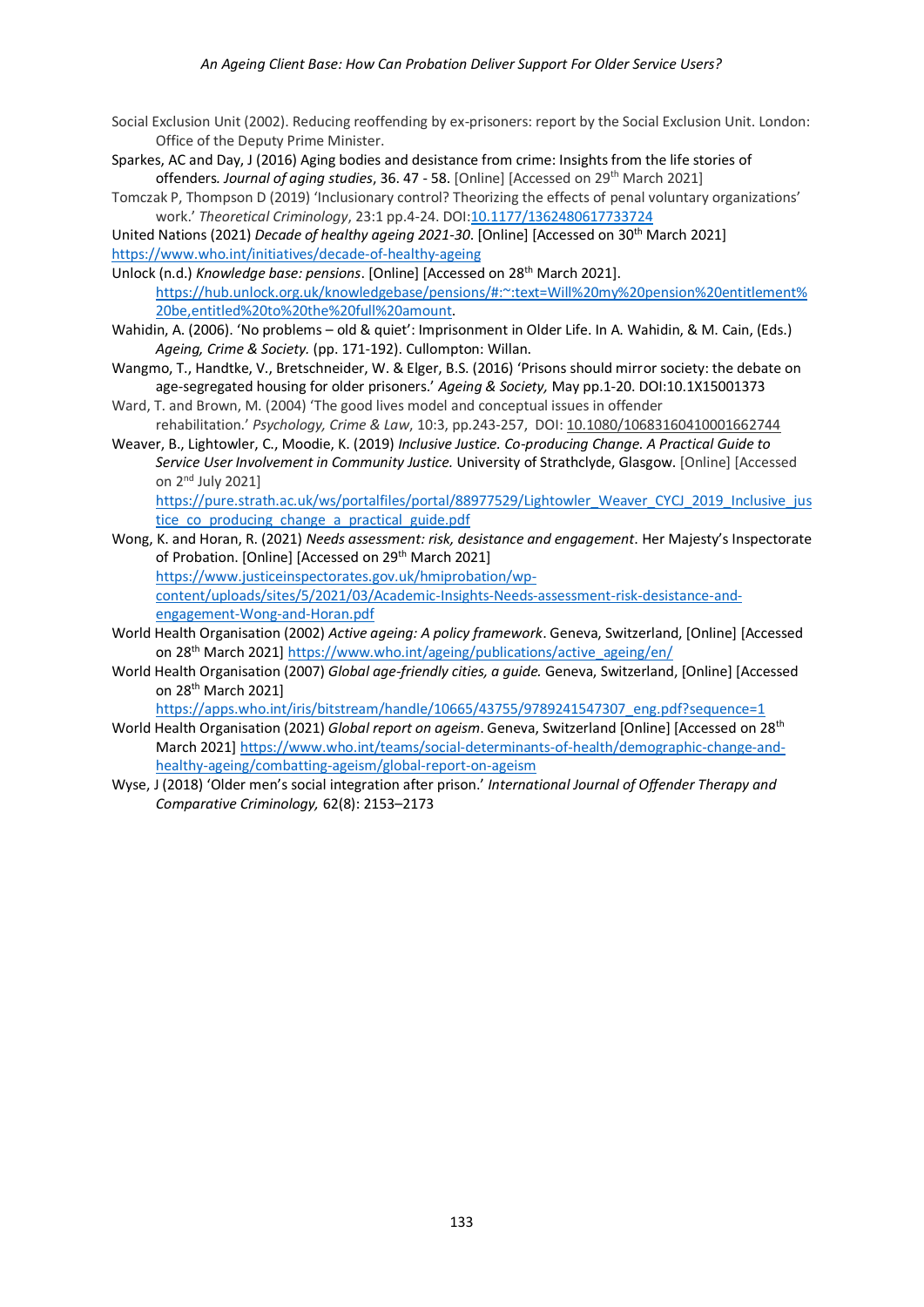Social Exclusion Unit (2002). Reducing reoffending by ex-prisoners: report by the Social Exclusion Unit. London: Office of the Deputy Prime Minister.

Sparkes, AC and Day, J (2016) Aging bodies and desistance from crime: Insights from the life stories of offenders. *Journal of aging studies*, 36. 47 - 58. [Online] [Accessed on 29th March 2021]

Tomczak P, Thompson D (2019) 'Inclusionary control? Theorizing the effects of penal voluntary organizations' work.' *Theoretical Criminology*, 23:1 pp.4-24. DOI:10.1177/1362480617733724

United Nations (2021) *Decade of healthy ageing 2021-30*. [Online] [Accessed on 30th March 2021] https://www.who.int/initiatives/decade-of-healthy-ageing

Unlock (n.d.) *Knowledge base: pensions*. [Online] [Accessed on 28th March 2021]. https://hub.unlock.org.uk/knowledgebase/pensions/#:~:text=Will%20my%20pension%20entitlement%20be,entitled%20to%20the%20full%20amount.

Wahidin, A. (2006). 'No problems – old & quiet': Imprisonment in Older Life. In A. Wahidin, & M. Cain, (Eds.) *Ageing, Crime & Society.* (pp. 171-192). Cullompton: Willan.

Wangmo, T., Handtke, V., Bretschneider, W. & Elger, B.S. (2016) 'Prisons should mirror society: the debate on age-segregated housing for older prisoners.' *Ageing & Society,* May pp.1-20. DOI:10.1X15001373

Ward, T. and Brown, M. (2004) 'The good lives model and conceptual issues in offender rehabilitation.' *Psychology, Crime & Law*, 10:3, pp.243-257, DOI: 10.1080/10683160410001662744

Weaver, B., Lightowler, C., Moodie, K. (2019) *Inclusive Justice. Co-producing Change. A Practical Guide to Service User Involvement in Community Justice.* University of Strathclyde, Glasgow. [Online] [Accessed on 2nd July 2021] https://pure.strath.ac.uk/ws/portalfiles/portal/88977529/Lightowler_Weaver_CYCJ_2019_Inclusive_justice_co_producing_change_a_practical_guide.pdf

Wong, K. and Horan, R. (2021) *Needs assessment: risk, desistance and engagement*. Her Majesty's Inspectorate of Probation. [Online] [Accessed on 29th March 2021] https://www.justiceinspectorates.gov.uk/hmiprobation/wp-content/uploads/sites/5/2021/03/Academic-Insights-Needs-assessment-risk-desistance-and-engagement-Wong-and-Horan.pdf

World Health Organisation (2002) *Active ageing: A policy framework*. Geneva, Switzerland, [Online] [Accessed on 28th March 2021] https://www.who.int/ageing/publications/active_ageing/en/

World Health Organisation (2007) *Global age-friendly cities, a guide.* Geneva, Switzerland, [Online] [Accessed on 28th March 2021] https://apps.who.int/iris/bitstream/handle/10665/43755/9789241547307_eng.pdf?sequence=1

World Health Organisation (2021) *Global report on ageism*. Geneva, Switzerland [Online] [Accessed on 28th March 2021] https://www.who.int/teams/social-determinants-of-health/demographic-change-and-healthy-ageing/combatting-ageism/global-report-on-ageism

Wyse, J (2018) 'Older men's social integration after prison.' *International Journal of Offender Therapy and Comparative Criminology,* 62(8): 2153–2173